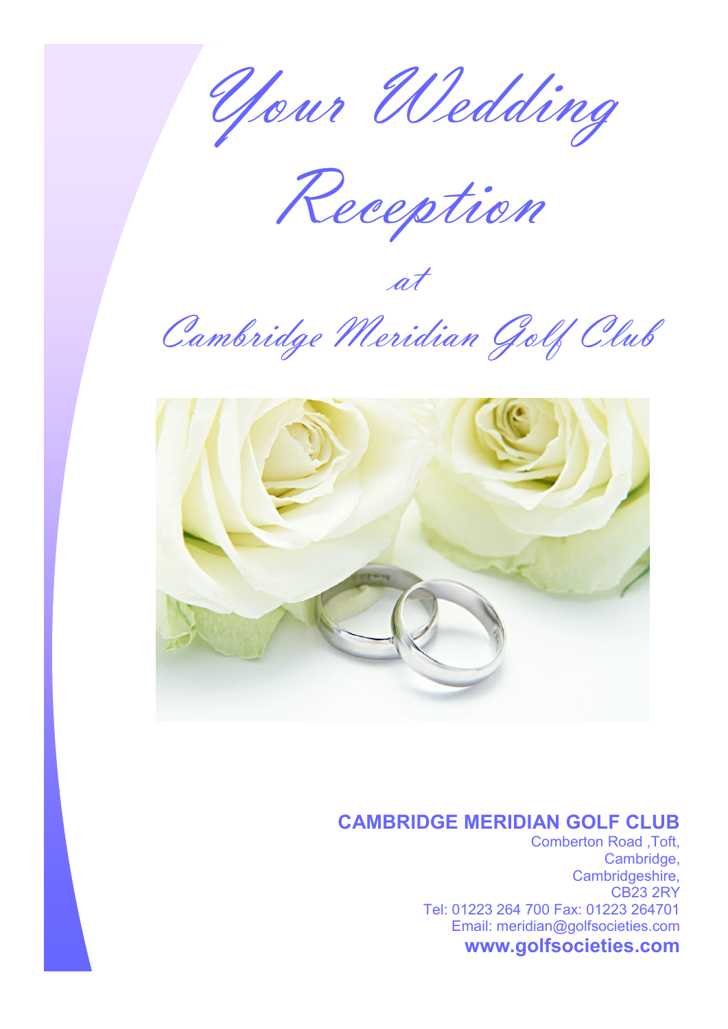# Your Wedding Reception

*at*

## Cambridge Meridian Golf Club

**CAMBRIDGE MERIDIAN GOLF CLUB**

Comberton Road ,Toft,
Cambridge,
Cambridgeshire,
CB23 2RY
Tel: 01223 264 700 Fax: 01223 264701
Email: meridian@golfsocieties.com
**www.golfsocieties.com**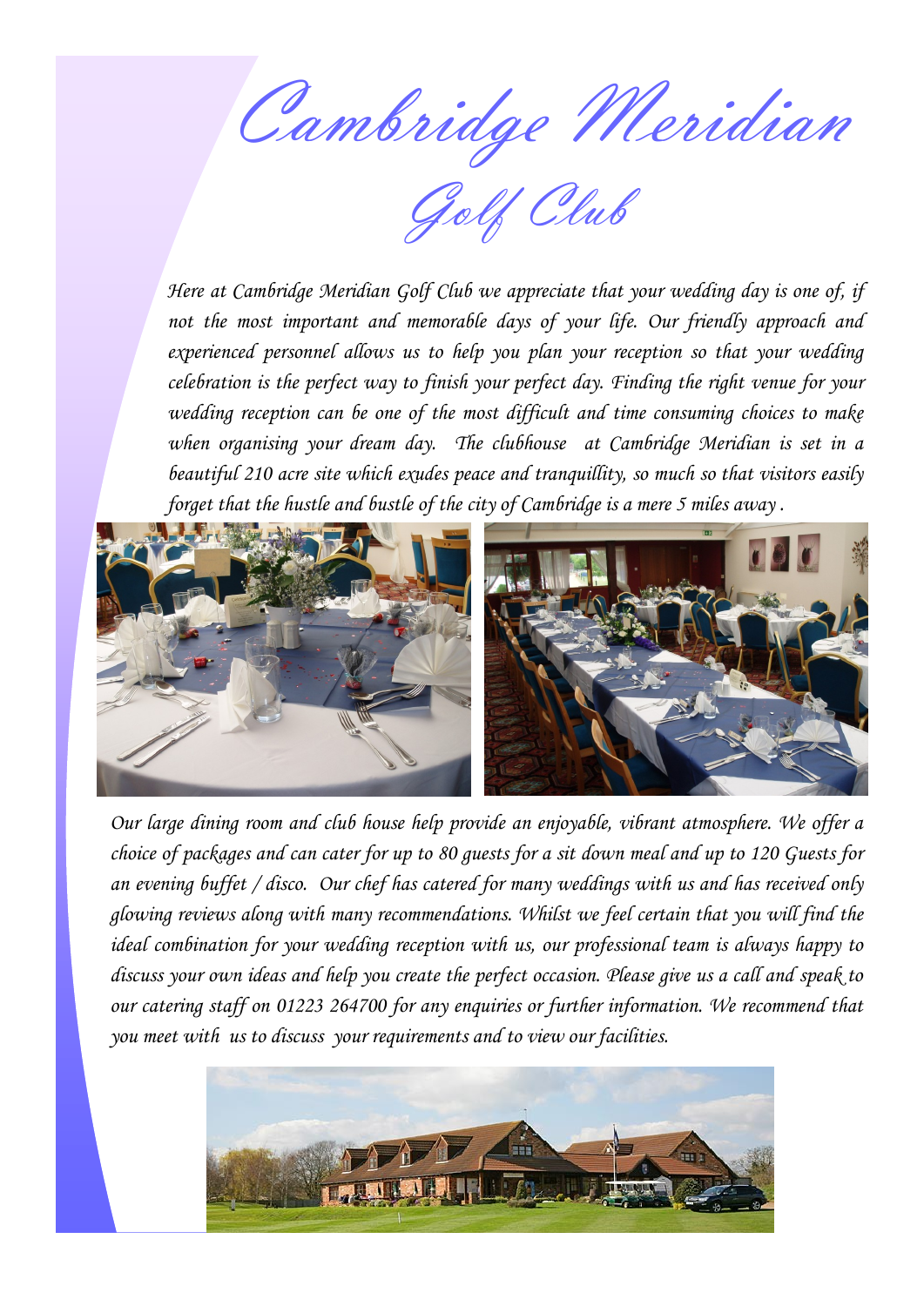# Cambridge Meridian

## Golf Club

*Here at Cambridge Meridian Golf Club we appreciate that your wedding day is one of, if not the most important and memorable days of your life. Our friendly approach and experienced personnel allows us to help you plan your reception so that your wedding celebration is the perfect way to finish your perfect day. Finding the right venue for your wedding reception can be one of the most difficult and time consuming choices to make when organising your dream day. The clubhouse at Cambridge Meridian is set in a beautiful 210 acre site which exudes peace and tranquillity, so much so that visitors easily forget that the hustle and bustle of the city of Cambridge is a mere 5 miles away .*

*Our large dining room and club house help provide an enjoyable, vibrant atmosphere. We offer a choice of packages and can cater for up to 80 guests for a sit down meal and up to 120 Guests for an evening buffet / disco. Our chef has catered for many weddings with us and has received only glowing reviews along with many recommendations. Whilst we feel certain that you will find the ideal combination for your wedding reception with us, our professional team is always happy to discuss your own ideas and help you create the perfect occasion. Please give us a call and speak to our catering staff on 01223 264700 for any enquiries or further information. We recommend that you meet with us to discuss your requirements and to view our facilities.*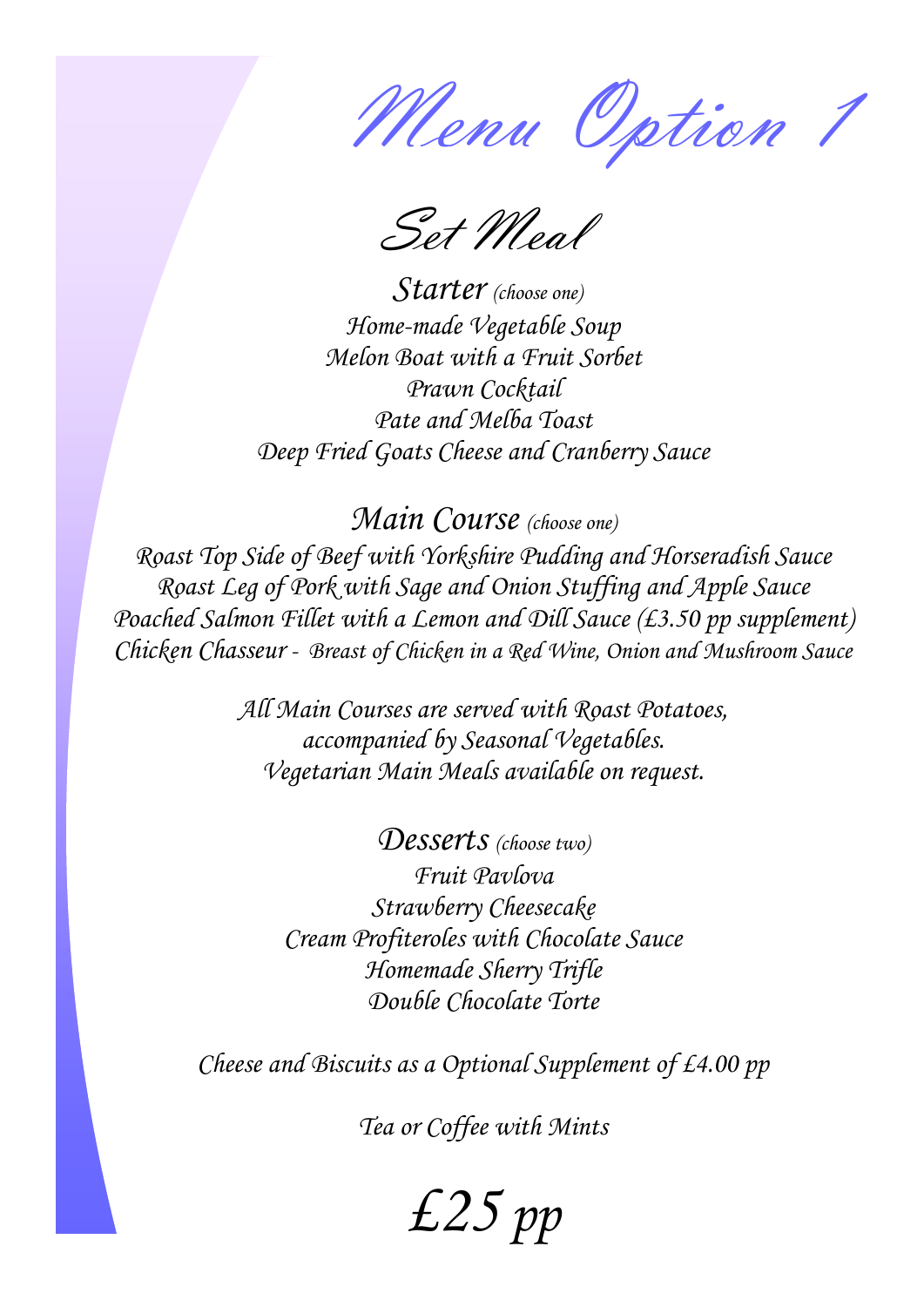# Menu Option 1

## Set Meal

### Starter *(choose one)*

Home-made Vegetable Soup
Melon Boat with a Fruit Sorbet
Prawn Cocktail
Pate and Melba Toast
Deep Fried Goats Cheese and Cranberry Sauce

### Main Course *(choose one)*

Roast Top Side of Beef with Yorkshire Pudding and Horseradish Sauce
Roast Leg of Pork with Sage and Onion Stuffing and Apple Sauce
Poached Salmon Fillet with a Lemon and Dill Sauce (£3.50 pp supplement)
Chicken Chasseur - Breast of Chicken in a Red Wine, Onion and Mushroom Sauce

All Main Courses are served with Roast Potatoes,
accompanied by Seasonal Vegetables.
Vegetarian Main Meals available on request.

### Desserts *(choose two)*

Fruit Pavlova
Strawberry Cheesecake
Cream Profiteroles with Chocolate Sauce
Homemade Sherry Trifle
Double Chocolate Torte

Cheese and Biscuits as a Optional Supplement of £4.00 pp

Tea or Coffee with Mints

**£25 pp**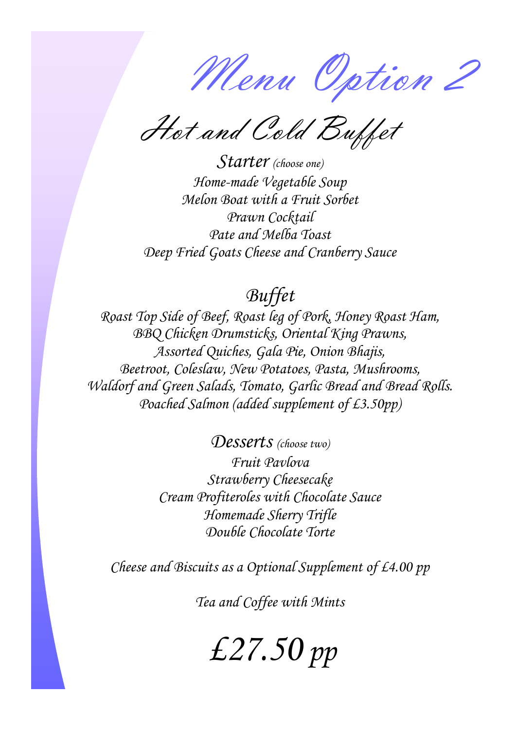# Menu Option 2

## Hot and Cold Buffet

### Starter *(choose one)*

*Home-made Vegetable Soup*
*Melon Boat with a Fruit Sorbet*
*Prawn Cocktail*
*Pate and Melba Toast*
*Deep Fried Goats Cheese and Cranberry Sauce*

### Buffet

*Roast Top Side of Beef, Roast leg of Pork, Honey Roast Ham,*
*BBQ Chicken Drumsticks, Oriental King Prawns,*
*Assorted Quiches, Gala Pie, Onion Bhajis,*
*Beetroot, Coleslaw, New Potatoes, Pasta, Mushrooms,*
*Waldorf and Green Salads, Tomato, Garlic Bread and Bread Rolls.*
*Poached Salmon (added supplement of £3.50pp)*

### Desserts *(choose two)*

*Fruit Pavlova*
*Strawberry Cheesecake*
*Cream Profiteroles with Chocolate Sauce*
*Homemade Sherry Trifle*
*Double Chocolate Torte*

*Cheese and Biscuits as a Optional Supplement of £4.00 pp*

*Tea and Coffee with Mints*

## *£27.50 pp*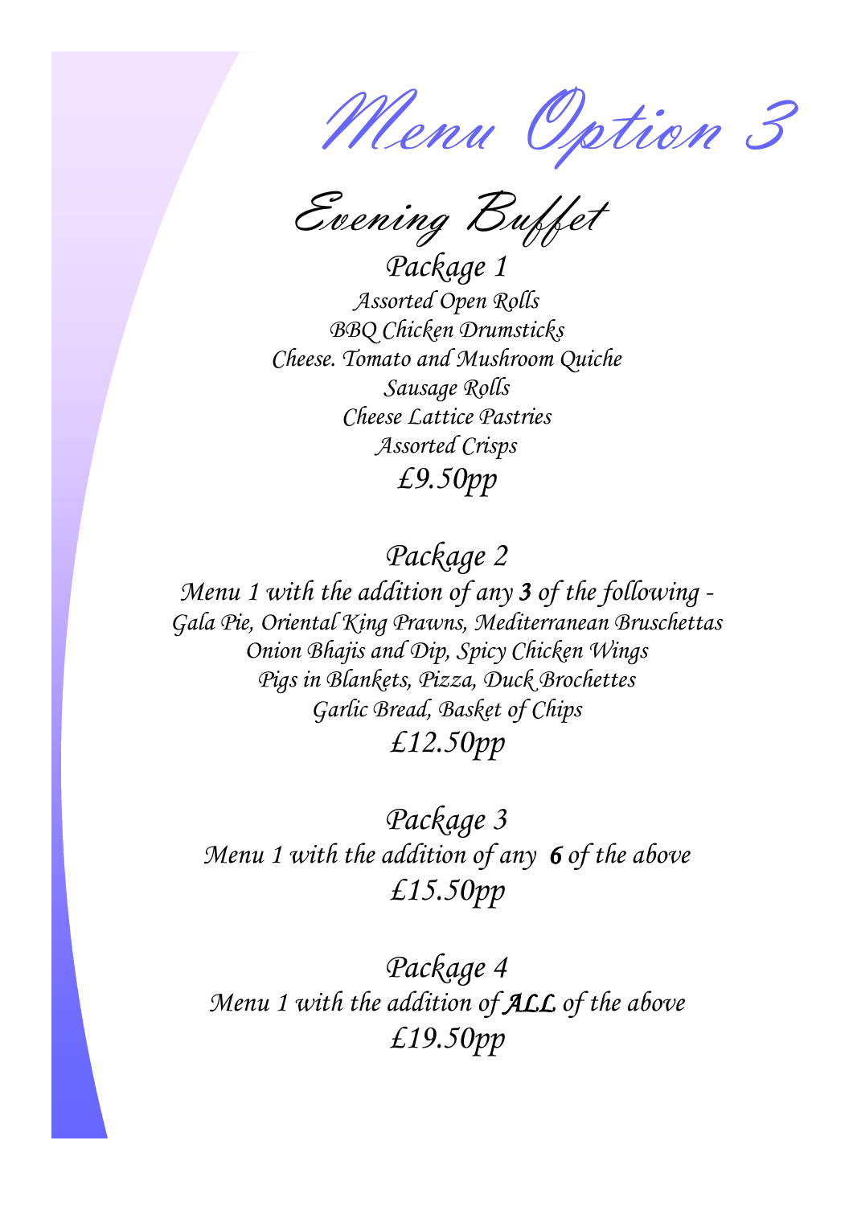# Menu Option 3

## Evening Buffet

### Package 1

Assorted Open Rolls
BBQ Chicken Drumsticks
Cheese. Tomato and Mushroom Quiche
Sausage Rolls
Cheese Lattice Pastries
Assorted Crisps

£9.50pp

### Package 2

Menu 1 with the addition of any **3** of the following -
Gala Pie, Oriental King Prawns, Mediterranean Bruschettas
Onion Bhajis and Dip, Spicy Chicken Wings
Pigs in Blankets, Pizza, Duck Brochettes
Garlic Bread, Basket of Chips

£12.50pp

### Package 3

Menu 1 with the addition of any **6** of the above

£15.50pp

### Package 4

Menu 1 with the addition of **ALL** of the above

£19.50pp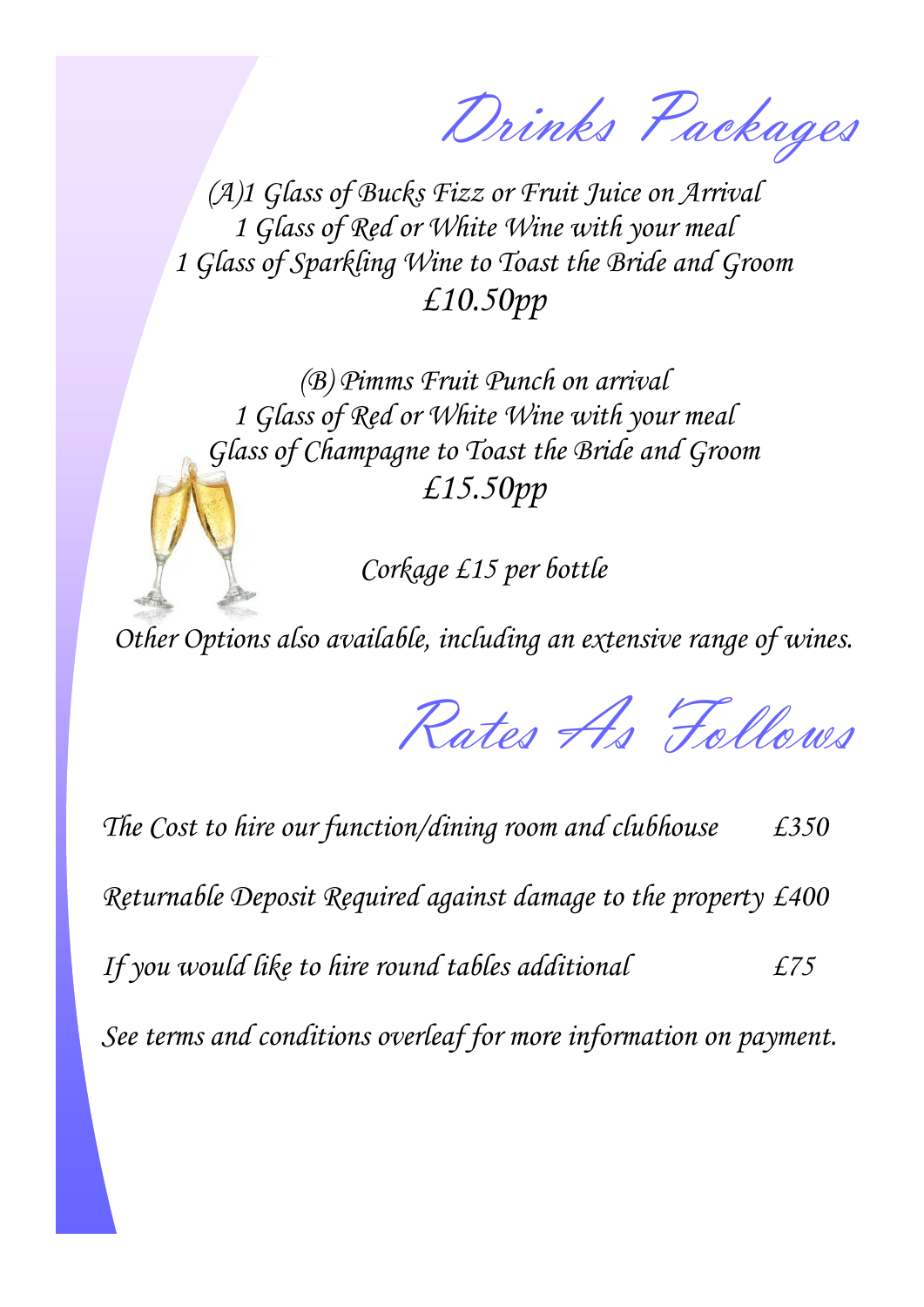# Drinks Packages

(A)1 Glass of Bucks Fizz or Fruit Juice on Arrival
1 Glass of Red or White Wine with your meal
1 Glass of Sparkling Wine to Toast the Bride and Groom
£10.50pp

(B) Pimms Fruit Punch on arrival
1 Glass of Red or White Wine with your meal
Glass of Champagne to Toast the Bride and Groom
£15.50pp

Corkage £15 per bottle

Other Options also available, including an extensive range of wines.

# Rates As Follows

| | |
|---|---|
| The Cost to hire our function/dining room and clubhouse | £350 |
| Returnable Deposit Required against damage to the property | £400 |
| If you would like to hire round tables additional | £75 |

See terms and conditions overleaf for more information on payment.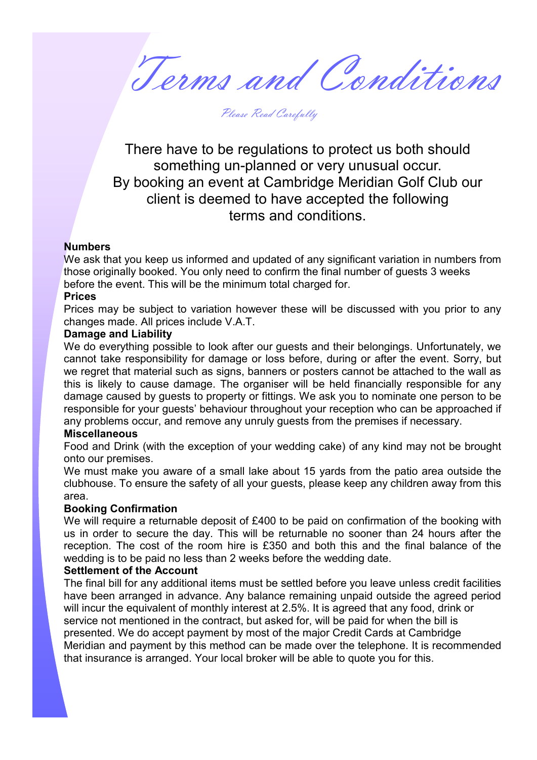# Terms and Conditions

*Please Read Carefully*

There have to be regulations to protect us both should something un-planned or very unusual occur.
By booking an event at Cambridge Meridian Golf Club our client is deemed to have accepted the following terms and conditions.

**Numbers**

We ask that you keep us informed and updated of any significant variation in numbers from those originally booked. You only need to confirm the final number of guests 3 weeks before the event. This will be the minimum total charged for.

**Prices**

Prices may be subject to variation however these will be discussed with you prior to any changes made. All prices include V.A.T.

**Damage and Liability**

We do everything possible to look after our guests and their belongings. Unfortunately, we cannot take responsibility for damage or loss before, during or after the event. Sorry, but we regret that material such as signs, banners or posters cannot be attached to the wall as this is likely to cause damage. The organiser will be held financially responsible for any damage caused by guests to property or fittings. We ask you to nominate one person to be responsible for your guests' behaviour throughout your reception who can be approached if any problems occur, and remove any unruly guests from the premises if necessary.

**Miscellaneous**

Food and Drink (with the exception of your wedding cake) of any kind may not be brought onto our premises.

We must make you aware of a small lake about 15 yards from the patio area outside the clubhouse. To ensure the safety of all your guests, please keep any children away from this area.

**Booking Confirmation**

We will require a returnable deposit of £400 to be paid on confirmation of the booking with us in order to secure the day. This will be returnable no sooner than 24 hours after the reception. The cost of the room hire is £350 and both this and the final balance of the wedding is to be paid no less than 2 weeks before the wedding date.

**Settlement of the Account**

The final bill for any additional items must be settled before you leave unless credit facilities have been arranged in advance. Any balance remaining unpaid outside the agreed period will incur the equivalent of monthly interest at 2.5%. It is agreed that any food, drink or service not mentioned in the contract, but asked for, will be paid for when the bill is presented. We do accept payment by most of the major Credit Cards at Cambridge Meridian and payment by this method can be made over the telephone. It is recommended that insurance is arranged. Your local broker will be able to quote you for this.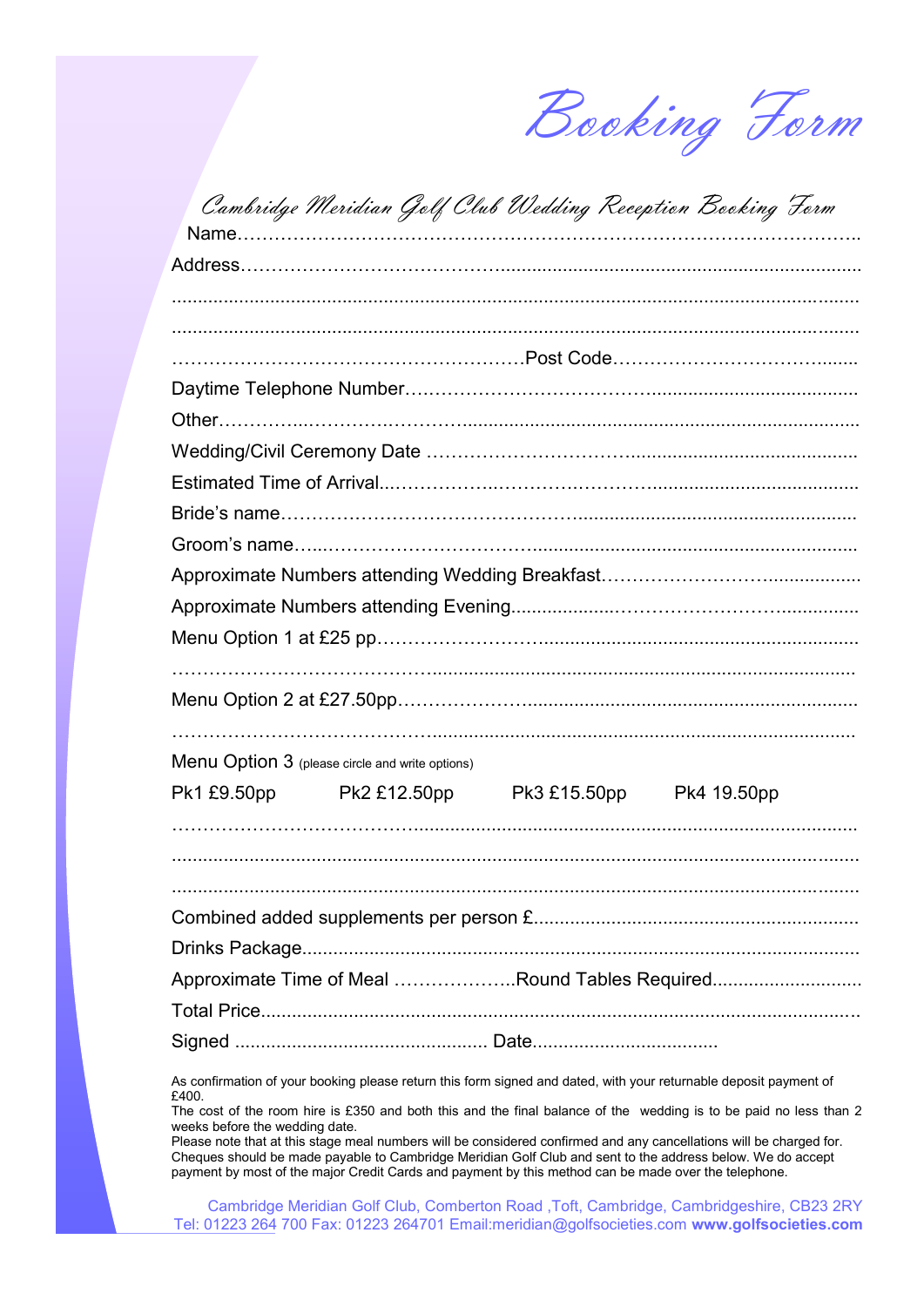# Booking Form

## Cambridge Meridian Golf Club Wedding Reception Booking Form

Name……………………………………………………………………………………..

Address……………………………………………………………………………………

…………………………………………………………………………………………………

…………………………………………………………………………………………………

…………………………………………………Post Code…………………………………

Daytime Telephone Number………………………………………………………………

Other…………………………………………………………………………………………

Wedding/Civil Ceremony Date …………………………………………………………

Estimated Time of Arrival……………………………………………………………………

Bride's name…………………………………………………………………………………

Groom's name…………………………………………………………………………………

Approximate Numbers attending Wedding Breakfast………………………………………

Approximate Numbers attending Evening……………………………………………………

Menu Option 1 at £25 pp……………………………………………………………………

…………………………………………………………………………………………………

Menu Option 2 at £27.50pp…………………………………………………………………

…………………………………………………………………………………………………

Menu Option 3 (please circle and write options)

Pk1 £9.50pp     Pk2 £12.50pp     Pk3 £15.50pp     Pk4 19.50pp

…………………………………………………………………………………………………

…………………………………………………………………………………………………

…………………………………………………………………………………………………

Combined added supplements per person £…………………………………………………

Drinks Package…………………………………………………………………………………

Approximate Time of Meal ………………..Round Tables Required…………………………

Total Price………………………………………………………………………………………

Signed ……………………………………… Date……………………………

As confirmation of your booking please return this form signed and dated, with your returnable deposit payment of £400.
The cost of the room hire is £350 and both this and the final balance of the wedding is to be paid no less than 2 weeks before the wedding date.
Please note that at this stage meal numbers will be considered confirmed and any cancellations will be charged for.
Cheques should be made payable to Cambridge Meridian Golf Club and sent to the address below. We do accept payment by most of the major Credit Cards and payment by this method can be made over the telephone.

Cambridge Meridian Golf Club, Comberton Road ,Toft, Cambridge, Cambridgeshire, CB23 2RY
Tel: 01223 264 700 Fax: 01223 264701 Email:meridian@golfsocieties.com **www.golfsocieties.com**